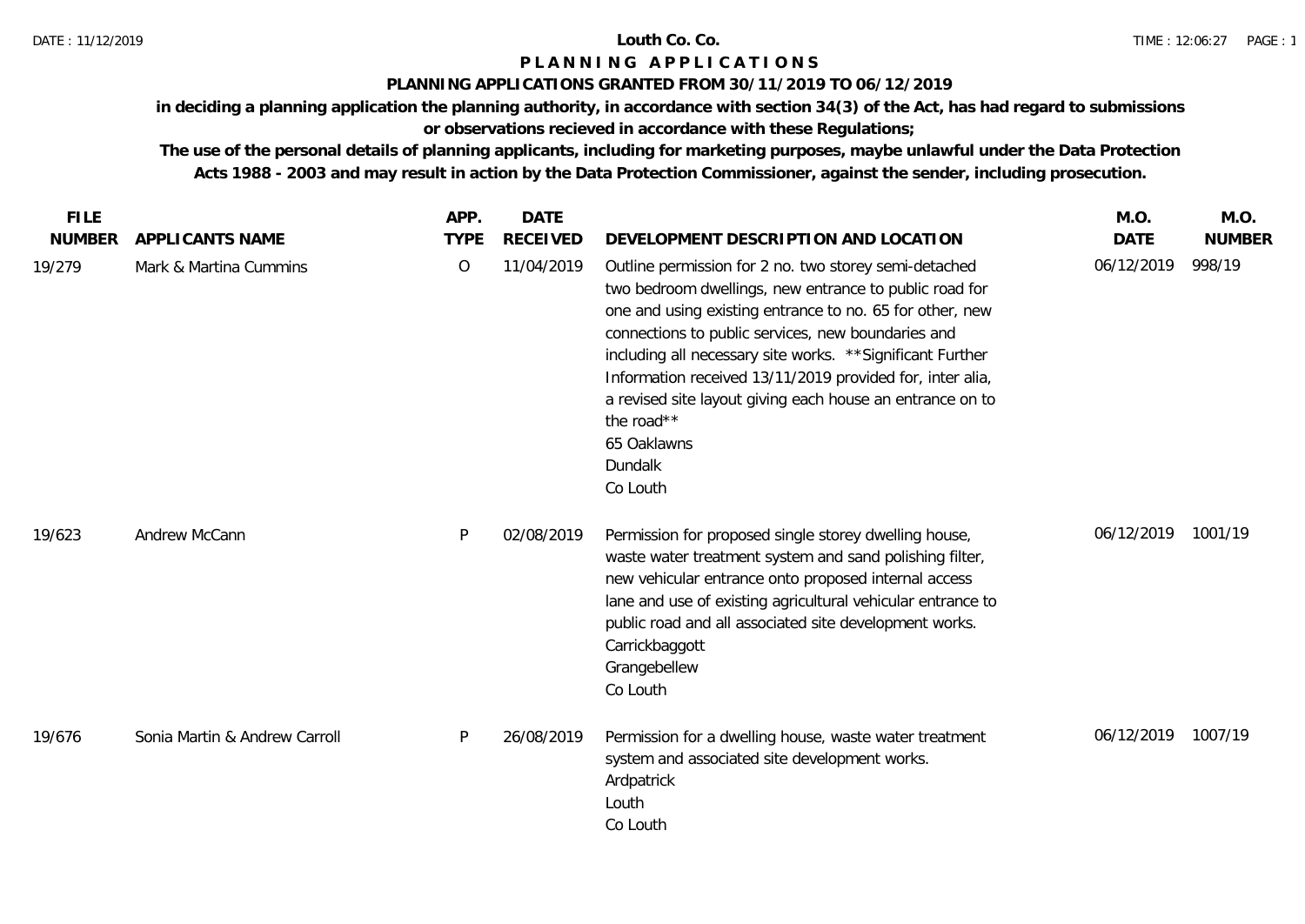# Louth Co. Co.

## PLANNING APPLICATIONS

### PLANNING APPLICATIONS GRANTED FROM 30/11/2019 TO 06/12/2019

**in deciding a planning application the planning authority, in accordance with section 34(3) of the Act, has had regard to submissions or observations recieved in accordance with these Regulations;**

**The use of the personal details of planning applicants, including for marketing purposes, maybe unlawful under the Data Protection Acts 1988 - 2003 and may result in action by the Data Protection Commissioner, against the sender, including prosecution.**

| FILE NUMBER | APPLICANTS NAME | APP. TYPE | DATE RECEIVED | DEVELOPMENT DESCRIPTION AND LOCATION | M.O. DATE | M.O. NUMBER |
|---|---|---|---|---|---|---|
| 19/279 | Mark & Martina Cummins | O | 11/04/2019 | Outline permission for 2 no. two storey semi-detached two bedroom dwellings, new entrance to public road for one and using existing entrance to no. 65 for other, new connections to public services, new boundaries and including all necessary site works. **Significant Further Information received 13/11/2019 provided for, inter alia, a revised site layout giving each house an entrance on to the road** 65 Oaklawns Dundalk Co Louth | 06/12/2019 | 998/19 |
| 19/623 | Andrew McCann | P | 02/08/2019 | Permission for proposed single storey dwelling house, waste water treatment system and sand polishing filter, new vehicular entrance onto proposed internal access lane and use of existing agricultural vehicular entrance to public road and all associated site development works. Carrickbaggott Grangebellew Co Louth | 06/12/2019 | 1001/19 |
| 19/676 | Sonia Martin & Andrew Carroll | P | 26/08/2019 | Permission for a dwelling house, waste water treatment system and associated site development works. Ardpatrick Louth Co Louth | 06/12/2019 | 1007/19 |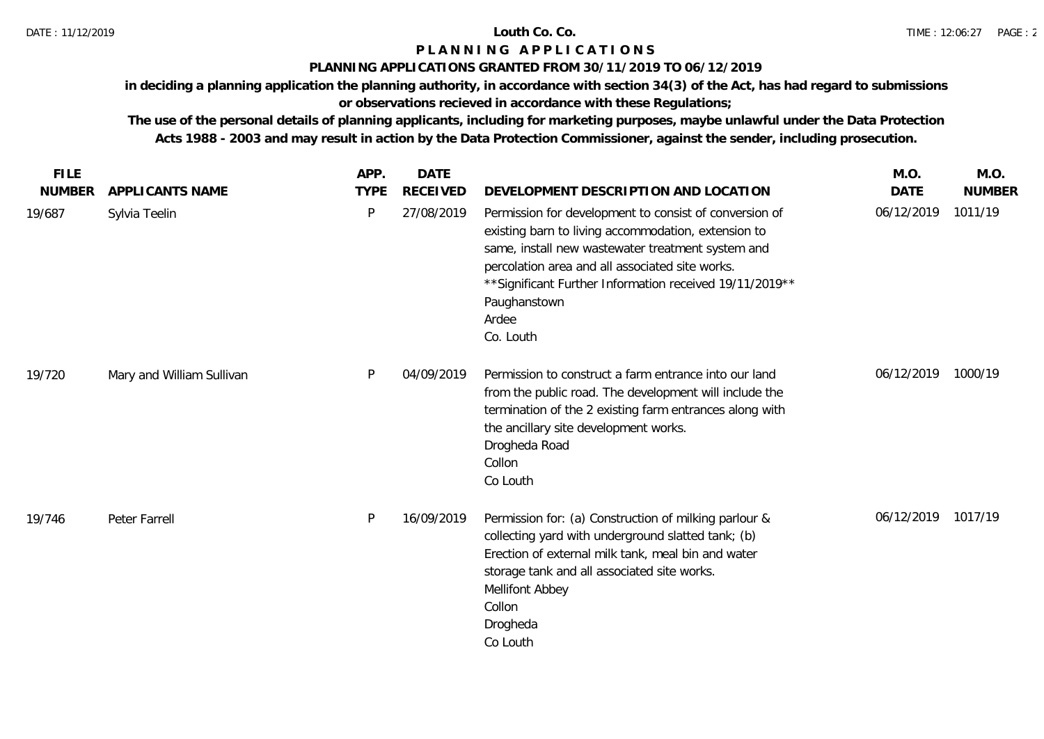# Louth Co. Co.

## P L A N N I N G   A P P L I C A T I O N S

### PLANNING APPLICATIONS GRANTED FROM 30/11/2019 TO 06/12/2019

**in deciding a planning application the planning authority, in accordance with section 34(3) of the Act, has had regard to submissions or observations recieved in accordance with these Regulations;**

**The use of the personal details of planning applicants, including for marketing purposes, maybe unlawful under the Data Protection Acts 1988 - 2003 and may result in action by the Data Protection Commissioner, against the sender, including prosecution.**

| FILE NUMBER | APPLICANTS NAME | APP. TYPE | DATE RECEIVED | DEVELOPMENT DESCRIPTION AND LOCATION | M.O. DATE | M.O. NUMBER |
|---|---|---|---|---|---|---|
| 19/687 | Sylvia Teelin | P | 27/08/2019 | Permission for development to consist of conversion of existing barn to living accommodation, extension to same, install new wastewater treatment system and percolation area and all associated site works. **Significant Further Information received 19/11/2019** Paughanstown Ardee Co. Louth | 06/12/2019 | 1011/19 |
| 19/720 | Mary and William Sullivan | P | 04/09/2019 | Permission to construct a farm entrance into our land from the public road. The development will include the termination of the 2 existing farm entrances along with the ancillary site development works. Drogheda Road Collon Co Louth | 06/12/2019 | 1000/19 |
| 19/746 | Peter Farrell | P | 16/09/2019 | Permission for: (a) Construction of milking parlour & collecting yard with underground slatted tank; (b) Erection of external milk tank, meal bin and water storage tank and all associated site works. Mellifont Abbey Collon Drogheda Co Louth | 06/12/2019 | 1017/19 |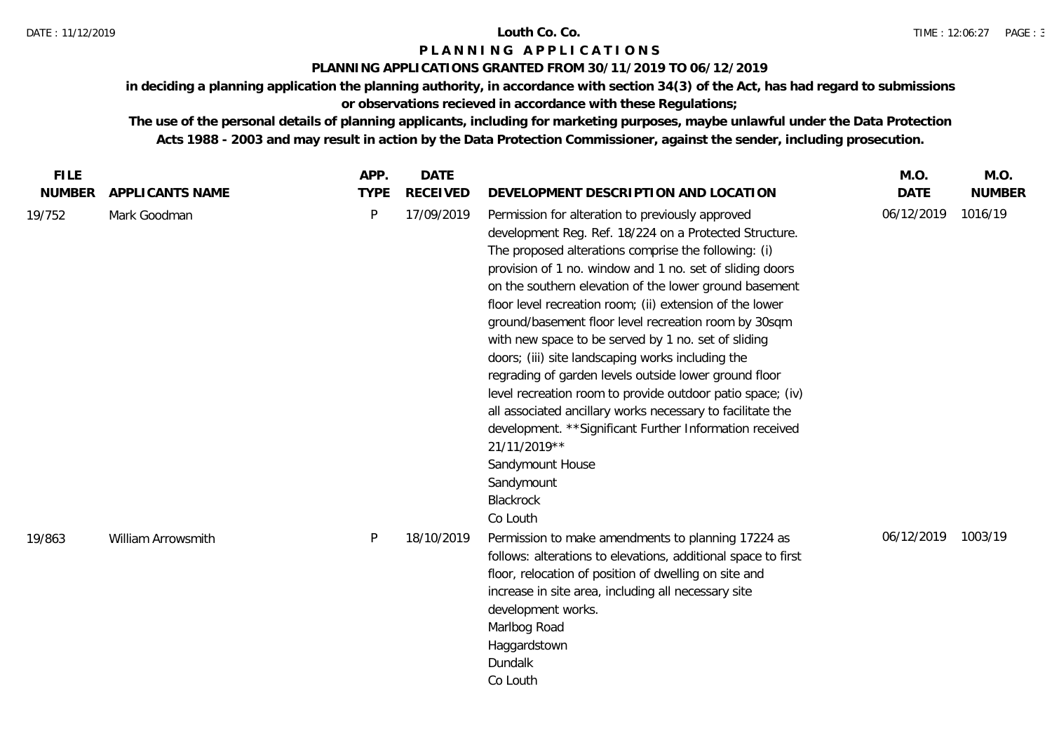**Louth Co. Co.**

**P L A N N I N G   A P P L I C A T I O N S**

**PLANNING APPLICATIONS GRANTED FROM 30/11/2019 TO 06/12/2019**

**in deciding a planning application the planning authority, in accordance with section 34(3) of the Act, has had regard to submissions or observations recieved in accordance with these Regulations;**

**The use of the personal details of planning applicants, including for marketing purposes, maybe unlawful under the Data Protection Acts 1988 - 2003 and may result in action by the Data Protection Commissioner, against the sender, including prosecution.**

| FILE NUMBER | APPLICANTS NAME | APP. TYPE | DATE RECEIVED | DEVELOPMENT DESCRIPTION AND LOCATION | M.O. DATE | M.O. NUMBER |
|---|---|---|---|---|---|---|
| 19/752 | Mark Goodman | P | 17/09/2019 | Permission for alteration to previously approved development Reg. Ref. 18/224 on a Protected Structure. The proposed alterations comprise the following: (i) provision of 1 no. window and 1 no. set of sliding doors on the southern elevation of the lower ground basement floor level recreation room; (ii) extension of the lower ground/basement floor level recreation room by 30sqm with new space to be served by 1 no. set of sliding doors; (iii) site landscaping works including the regrading of garden levels outside lower ground floor level recreation room to provide outdoor patio space; (iv) all associated ancillary works necessary to facilitate the development. **Significant Further Information received 21/11/2019** Sandymount House Sandymount Blackrock Co Louth | 06/12/2019 | 1016/19 |
| 19/863 | William Arrowsmith | P | 18/10/2019 | Permission to make amendments to planning 17224 as follows: alterations to elevations, additional space to first floor, relocation of position of dwelling on site and increase in site area, including all necessary site development works. Marlbog Road Haggardstown Dundalk Co Louth | 06/12/2019 | 1003/19 |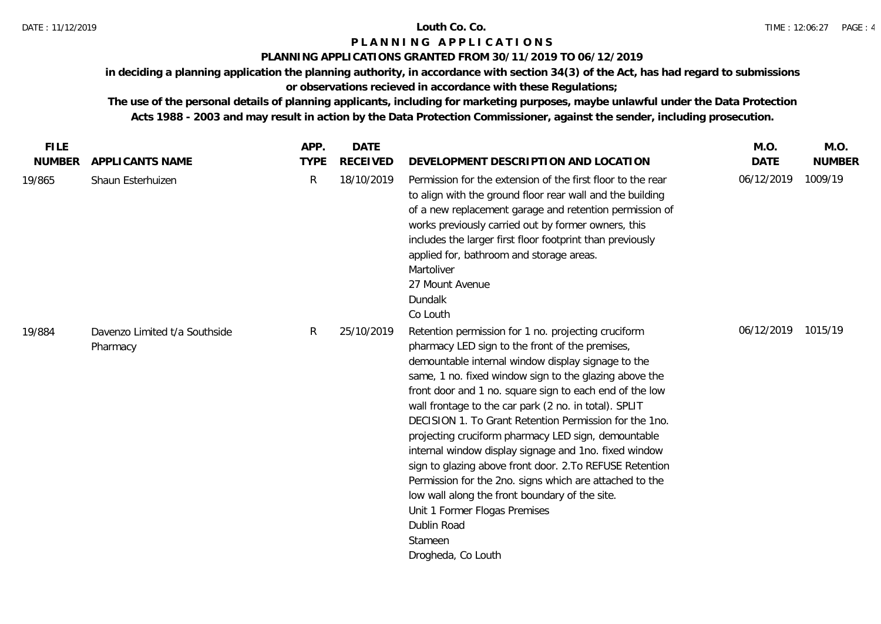Louth Co. Co.

# PLANNING APPLICATIONS

## PLANNING APPLICATIONS GRANTED FROM 30/11/2019 TO 06/12/2019

**in deciding a planning application the planning authority, in accordance with section 34(3) of the Act, has had regard to submissions or observations recieved in accordance with these Regulations;**

**The use of the personal details of planning applicants, including for marketing purposes, maybe unlawful under the Data Protection Acts 1988 - 2003 and may result in action by the Data Protection Commissioner, against the sender, including prosecution.**

| FILE NUMBER | APPLICANTS NAME | APP. TYPE | DATE RECEIVED | DEVELOPMENT DESCRIPTION AND LOCATION | M.O. DATE | M.O. NUMBER |
|---|---|---|---|---|---|---|
| 19/865 | Shaun Esterhuizen | R | 18/10/2019 | Permission for the extension of the first floor to the rear to align with the ground floor rear wall and the building of a new replacement garage and retention permission of works previously carried out by former owners, this includes the larger first floor footprint than previously applied for, bathroom and storage areas.<br>Martoliver<br>27 Mount Avenue<br>Dundalk<br>Co Louth | 06/12/2019 | 1009/19 |
| 19/884 | Davenzo Limited t/a Southside Pharmacy | R | 25/10/2019 | Retention permission for 1 no. projecting cruciform pharmacy LED sign to the front of the premises, demountable internal window display signage to the same, 1 no. fixed window sign to the glazing above the front door and 1 no. square sign to each end of the low wall frontage to the car park (2 no. in total). SPLIT DECISION 1. To Grant Retention Permission for the 1no. projecting cruciform pharmacy LED sign, demountable internal window display signage and 1no. fixed window sign to glazing above front door. 2.To REFUSE Retention Permission for the 2no. signs which are attached to the low wall along the front boundary of the site.<br>Unit 1 Former Flogas Premises<br>Dublin Road<br>Stameen<br>Drogheda, Co Louth | 06/12/2019 | 1015/19 |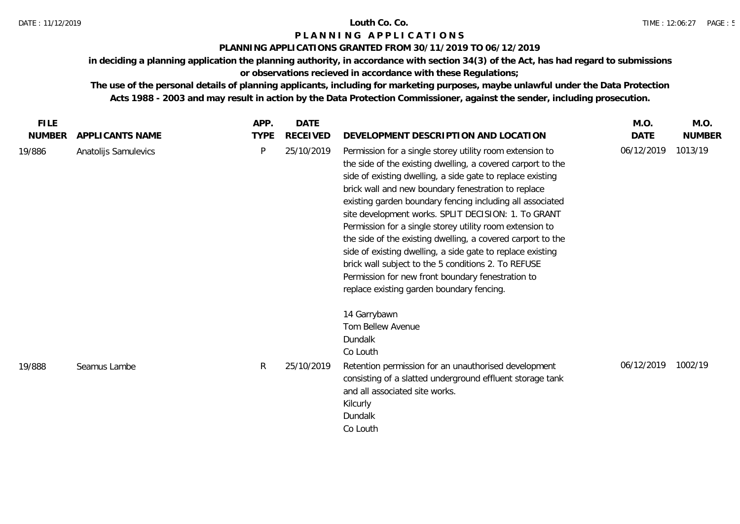**Louth Co. Co.**

**P L A N N I N G   A P P L I C A T I O N S**

**PLANNING APPLICATIONS GRANTED FROM 30/11/2019 TO 06/12/2019**

**in deciding a planning application the planning authority, in accordance with section 34(3) of the Act, has had regard to submissions or observations recieved in accordance with these Regulations;**

**The use of the personal details of planning applicants, including for marketing purposes, maybe unlawful under the Data Protection Acts 1988 - 2003 and may result in action by the Data Protection Commissioner, against the sender, including prosecution.**

| FILE NUMBER | APPLICANTS NAME | APP. TYPE | DATE RECEIVED | DEVELOPMENT DESCRIPTION AND LOCATION | M.O. DATE | M.O. NUMBER |
|---|---|---|---|---|---|---|
| 19/886 | Anatolijs Samulevics | P | 25/10/2019 | Permission for a single storey utility room extension to the side of the existing dwelling, a covered carport to the side of existing dwelling, a side gate to replace existing brick wall and new boundary fenestration to replace existing garden boundary fencing including all associated site development works. SPLIT DECISION: 1. To GRANT Permission for a single storey utility room extension to the side of the existing dwelling, a covered carport to the side of existing dwelling, a side gate to replace existing brick wall subject to the 5 conditions 2. To REFUSE Permission for new front boundary fenestration to replace existing garden boundary fencing.<br><br>14 Garrybawn<br>Tom Bellew Avenue<br>Dundalk<br>Co Louth | 06/12/2019 | 1013/19 |
| 19/888 | Seamus Lambe | R | 25/10/2019 | Retention permission for an unauthorised development consisting of a slatted underground effluent storage tank and all associated site works.<br>Kilcurly<br>Dundalk<br>Co Louth | 06/12/2019 | 1002/19 |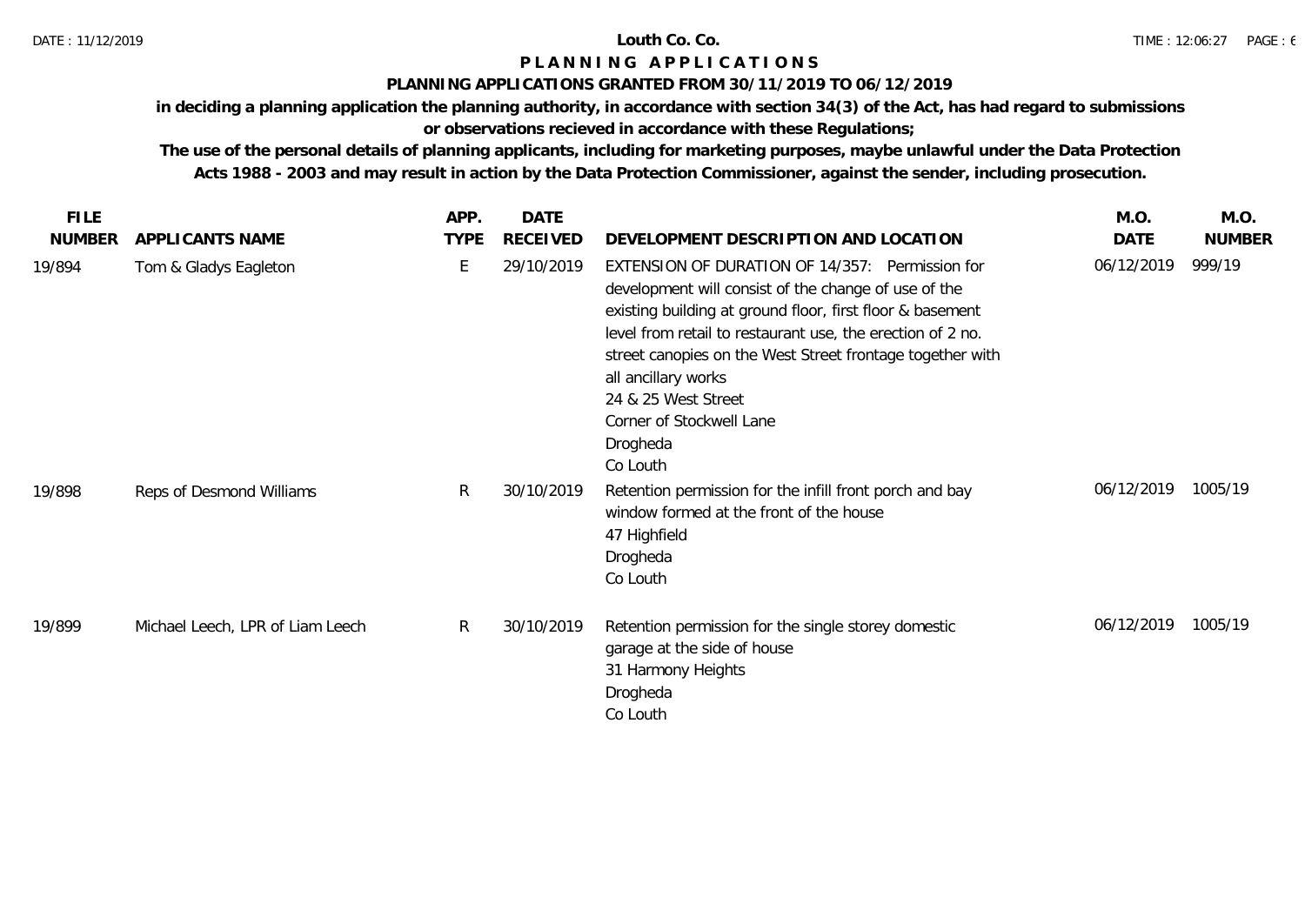**Louth Co. Co.**

**P L A N N I N G   A P P L I C A T I O N S**

**PLANNING APPLICATIONS GRANTED FROM 30/11/2019 TO 06/12/2019**

**in deciding a planning application the planning authority, in accordance with section 34(3) of the Act, has had regard to submissions or observations recieved in accordance with these Regulations;**

**The use of the personal details of planning applicants, including for marketing purposes, maybe unlawful under the Data Protection Acts 1988 - 2003 and may result in action by the Data Protection Commissioner, against the sender, including prosecution.**

| FILE NUMBER | APPLICANTS NAME | APP. TYPE | DATE RECEIVED | DEVELOPMENT DESCRIPTION AND LOCATION | M.O. DATE | M.O. NUMBER |
|---|---|---|---|---|---|---|
| 19/894 | Tom & Gladys Eagleton | E | 29/10/2019 | EXTENSION OF DURATION OF 14/357: Permission for development will consist of the change of use of the existing building at ground floor, first floor & basement level from retail to restaurant use, the erection of 2 no. street canopies on the West Street frontage together with all ancillary works<br>24 & 25 West Street<br>Corner of Stockwell Lane<br>Drogheda<br>Co Louth | 06/12/2019 | 999/19 |
| 19/898 | Reps of Desmond Williams | R | 30/10/2019 | Retention permission for the infill front porch and bay window formed at the front of the house<br>47 Highfield<br>Drogheda<br>Co Louth | 06/12/2019 | 1005/19 |
| 19/899 | Michael Leech, LPR of Liam Leech | R | 30/10/2019 | Retention permission for the single storey domestic garage at the side of house<br>31 Harmony Heights<br>Drogheda<br>Co Louth | 06/12/2019 | 1005/19 |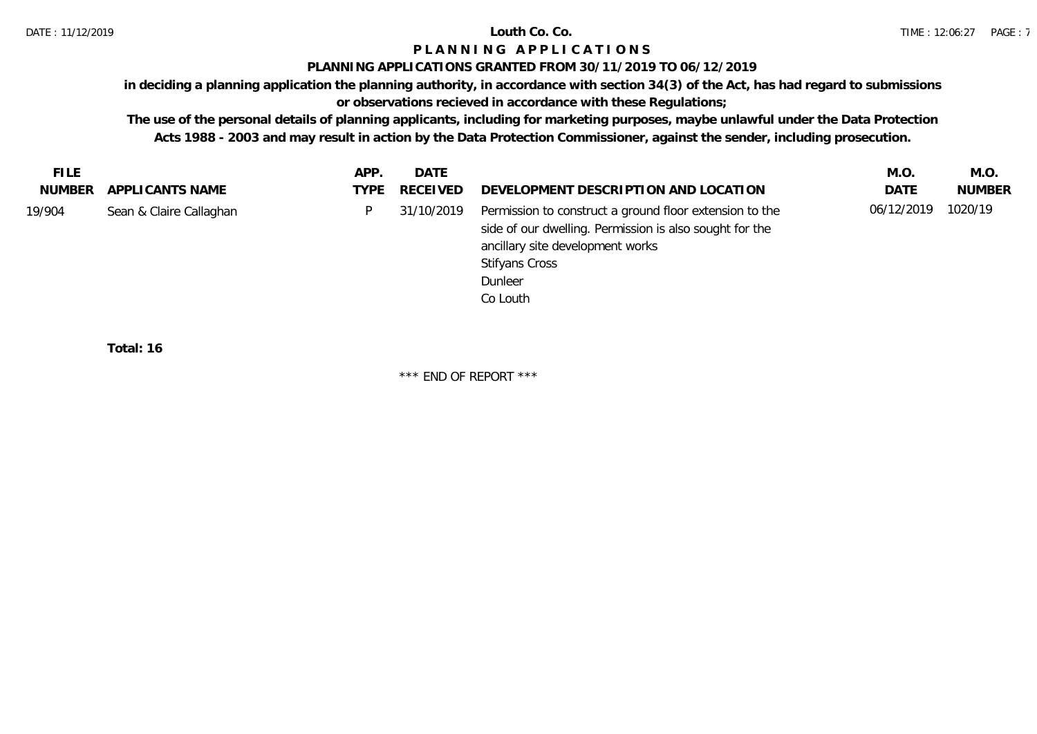**Louth Co. Co.**

# PLANNING APPLICATIONS

**PLANNING APPLICATIONS GRANTED FROM 30/11/2019 TO 06/12/2019**

**in deciding a planning application the planning authority, in accordance with section 34(3) of the Act, has had regard to submissions or observations recieved in accordance with these Regulations;**

**The use of the personal details of planning applicants, including for marketing purposes, maybe unlawful under the Data Protection Acts 1988 - 2003 and may result in action by the Data Protection Commissioner, against the sender, including prosecution.**

| FILE NUMBER | APPLICANTS NAME | APP. TYPE | DATE RECEIVED | DEVELOPMENT DESCRIPTION AND LOCATION | M.O. DATE | M.O. NUMBER |
|---|---|---|---|---|---|---|
| 19/904 | Sean & Claire Callaghan | P | 31/10/2019 | Permission to construct a ground floor extension to the side of our dwelling. Permission is also sought for the ancillary site development works<br>Stifyans Cross<br>Dunleer<br>Co Louth | 06/12/2019 | 1020/19 |

**Total: 16**

\*\*\* END OF REPORT \*\*\*